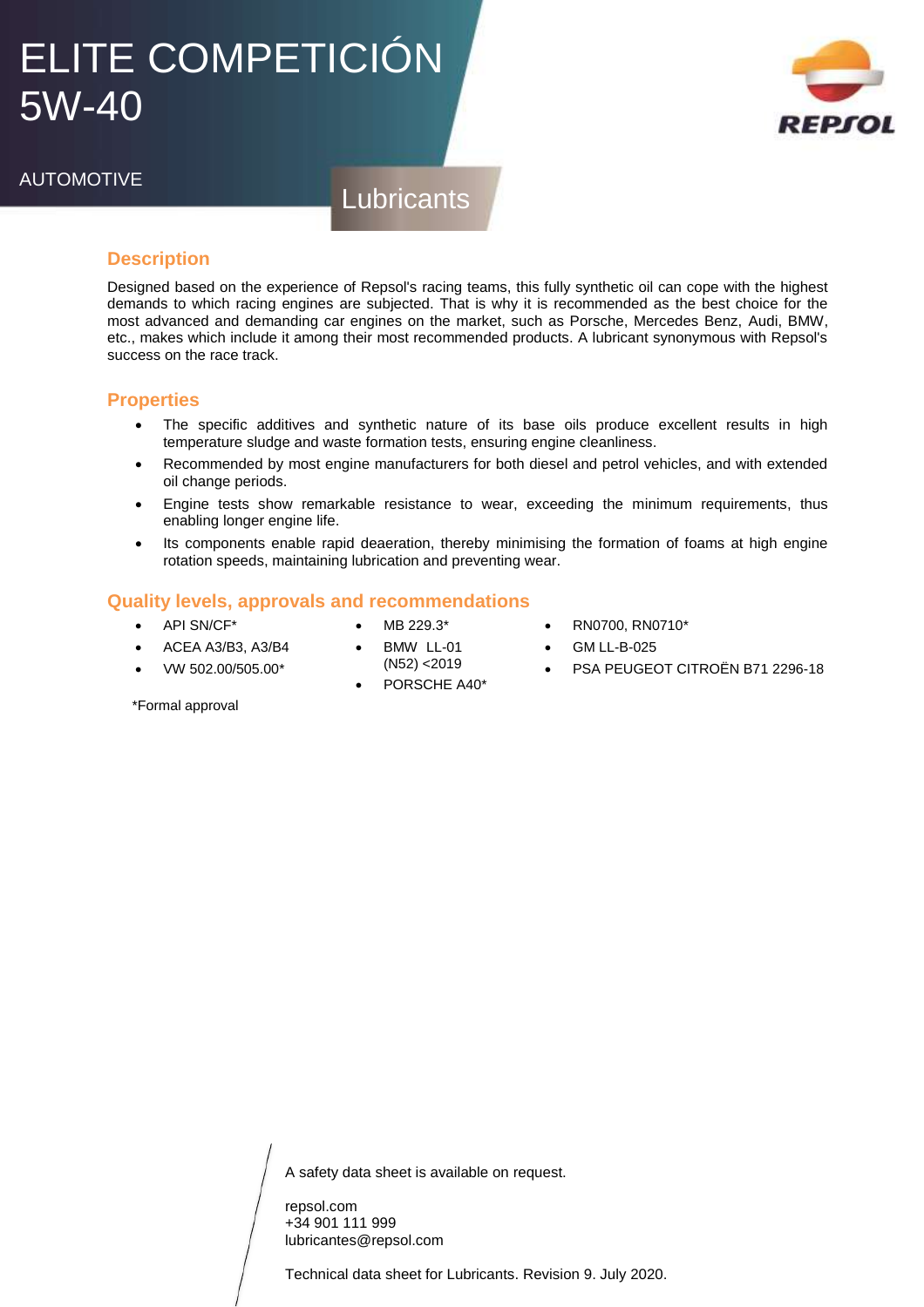# ELITE COMPETICIÓN 5W-40

AUTOMOTIVE

Lubricants

## Description

Designed based on the experience of Repsol's racing teams, this fully synthetic oil can cope with the highest demands to which racing engines are subjected. That is why it is recommended as the best choice for the most advanced and demanding car engines on the market, such as Porsche, Mercedes Benz, Audi, BMW, etc., makes which include it among their most recommended products. A lubricant synonymous with Repsol's success on the race track.

## Properties

- The specific additives and synthetic nature of its base oils produce excellent results in high temperature sludge and waste formation tests, ensuring engine cleanliness.
- Recommended by most engine manufacturers for both diesel and petrol vehicles, and with extended oil change periods.
- Engine tests show remarkable resistance to wear, exceeding the minimum requirements, thus enabling longer engine life.
- Its components enable rapid deaeration, thereby minimising the formation of foams at high engine rotation speeds, maintaining lubrication and preventing wear.

## Quality levels, approvals and recommendations

- API SN/CF*
- ACEA A3/B3, A3/B4
- VW 502.00/505.00*
- MB 229.3*
- BMW LL-01 (N52) <2019
- PORSCHE A40*
- RN0700, RN0710*
- GM LL-B-025
- PSA PEUGEOT CITROËN B71 2296-18

*Formal approval

A safety data sheet is available on request.

repsol.com
+34 901 111 999
lubricantes@repsol.com

Technical data sheet for Lubricants. Revision 9. July 2020.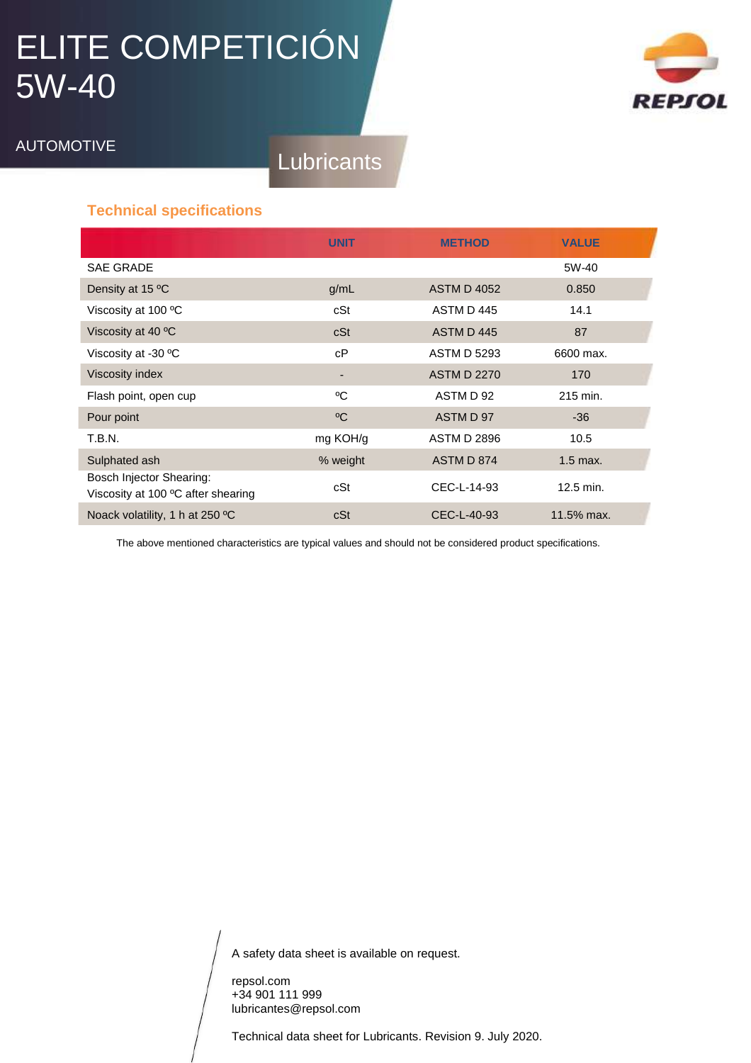# ELITE COMPETICIÓN 5W-40

AUTOMOTIVE

Lubricants

## Technical specifications

| | UNIT | METHOD | VALUE |
|---|---|---|---|
| SAE GRADE | | | 5W-40 |
| Density at 15 ºC | g/mL | ASTM D 4052 | 0.850 |
| Viscosity at 100 ºC | cSt | ASTM D 445 | 14.1 |
| Viscosity at 40 ºC | cSt | ASTM D 445 | 87 |
| Viscosity at -30 ºC | cP | ASTM D 5293 | 6600 max. |
| Viscosity index | - | ASTM D 2270 | 170 |
| Flash point, open cup | ºC | ASTM D 92 | 215 min. |
| Pour point | ºC | ASTM D 97 | -36 |
| T.B.N. | mg KOH/g | ASTM D 2896 | 10.5 |
| Sulphated ash | % weight | ASTM D 874 | 1.5 max. |
| Bosch Injector Shearing: Viscosity at 100 ºC after shearing | cSt | CEC-L-14-93 | 12.5 min. |
| Noack volatility, 1 h at 250 ºC | cSt | CEC-L-40-93 | 11.5% max. |

The above mentioned characteristics are typical values and should not be considered product specifications.

A safety data sheet is available on request.

repsol.com
+34 901 111 999
lubricantes@repsol.com

Technical data sheet for Lubricants. Revision 9. July 2020.